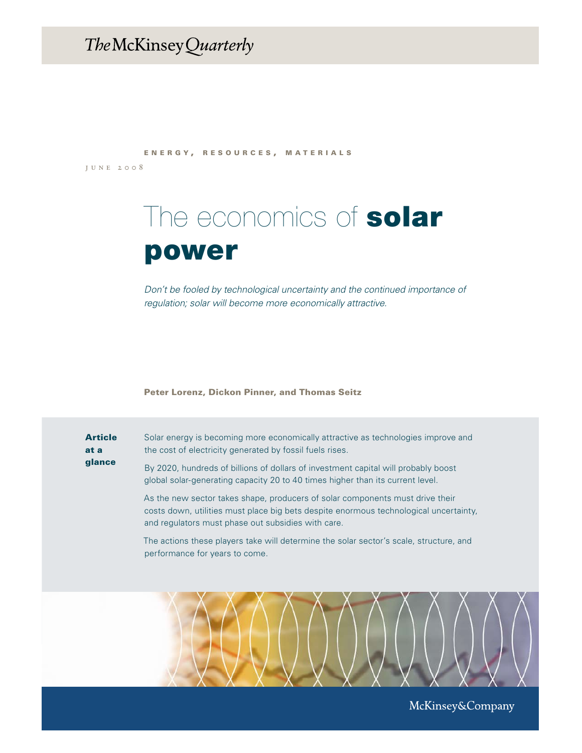The McKinsey Quarterly

ENERGY, RESOURCES, MATERIALS

JUNE 2008

# The economics of **solar power**

*Don't be fooled by technological uncertainty and the continued importance of regulation; solar will become more economically attractive.*

**Peter Lorenz, Dickon Pinner, and Thomas Seitz**

**Article at a glance**

Solar energy is becoming more economically attractive as technologies improve and the cost of electricity generated by fossil fuels rises.

By 2020, hundreds of billions of dollars of investment capital will probably boost global solar-generating capacity 20 to 40 times higher than its current level.

As the new sector takes shape, producers of solar components must drive their costs down, utilities must place big bets despite enormous technological uncertainty, and regulators must phase out subsidies with care.

The actions these players take will determine the solar sector's scale, structure, and performance for years to come.

McKinsey&Company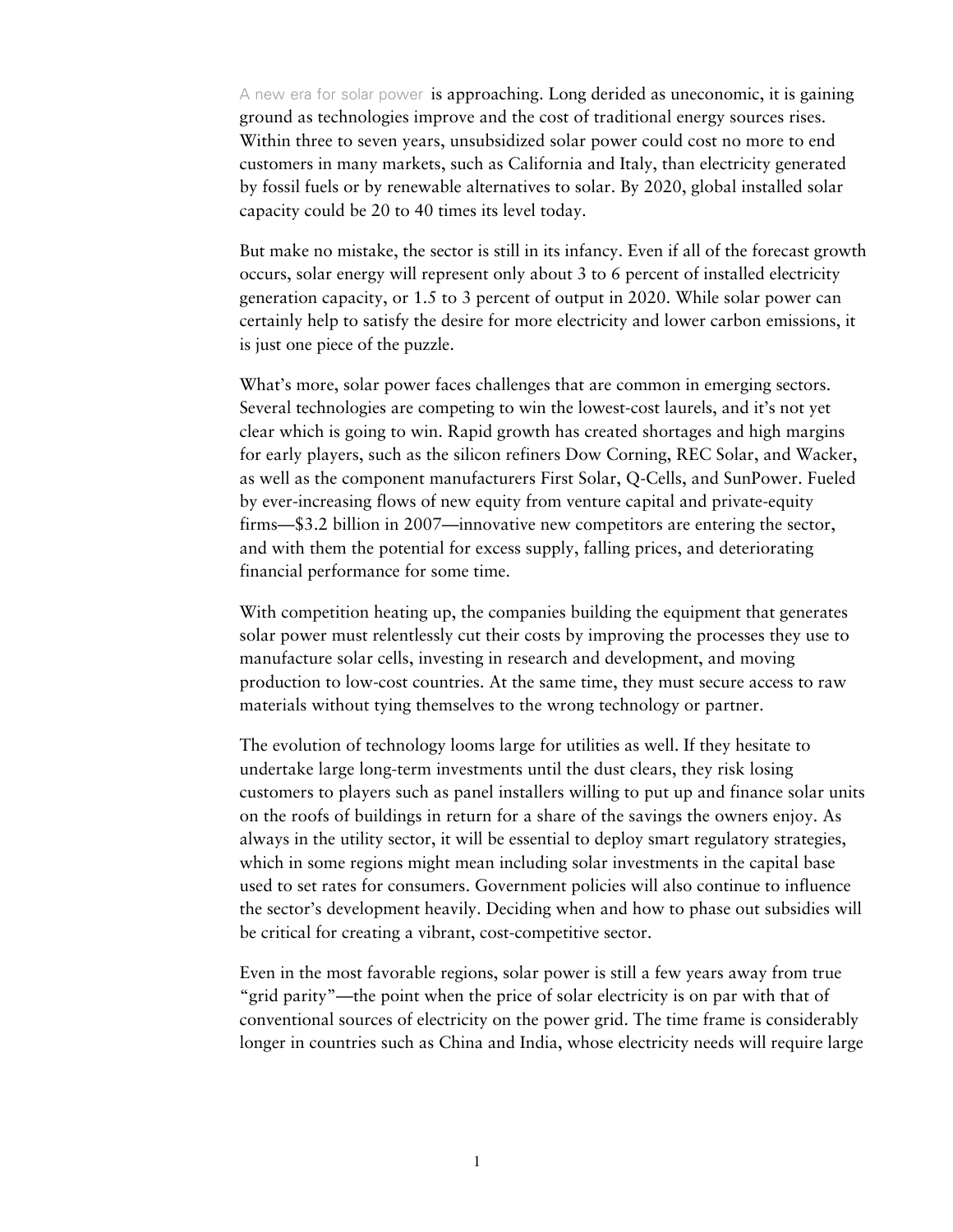A new era for solar power is approaching. Long derided as uneconomic, it is gaining ground as technologies improve and the cost of traditional energy sources rises. Within three to seven years, unsubsidized solar power could cost no more to end customers in many markets, such as California and Italy, than electricity generated by fossil fuels or by renewable alternatives to solar. By 2020, global installed solar capacity could be 20 to 40 times its level today.

But make no mistake, the sector is still in its infancy. Even if all of the forecast growth occurs, solar energy will represent only about 3 to 6 percent of installed electricity generation capacity, or 1.5 to 3 percent of output in 2020. While solar power can certainly help to satisfy the desire for more electricity and lower carbon emissions, it is just one piece of the puzzle.

What's more, solar power faces challenges that are common in emerging sectors. Several technologies are competing to win the lowest-cost laurels, and it's not yet clear which is going to win. Rapid growth has created shortages and high margins for early players, such as the silicon refiners Dow Corning, REC Solar, and Wacker, as well as the component manufacturers First Solar, Q-Cells, and SunPower. Fueled by ever-increasing flows of new equity from venture capital and private-equity firms—$3.2 billion in 2007—innovative new competitors are entering the sector, and with them the potential for excess supply, falling prices, and deteriorating financial performance for some time.

With competition heating up, the companies building the equipment that generates solar power must relentlessly cut their costs by improving the processes they use to manufacture solar cells, investing in research and development, and moving production to low-cost countries. At the same time, they must secure access to raw materials without tying themselves to the wrong technology or partner.

The evolution of technology looms large for utilities as well. If they hesitate to undertake large long-term investments until the dust clears, they risk losing customers to players such as panel installers willing to put up and finance solar units on the roofs of buildings in return for a share of the savings the owners enjoy. As always in the utility sector, it will be essential to deploy smart regulatory strategies, which in some regions might mean including solar investments in the capital base used to set rates for consumers. Government policies will also continue to influence the sector's development heavily. Deciding when and how to phase out subsidies will be critical for creating a vibrant, cost-competitive sector.

Even in the most favorable regions, solar power is still a few years away from true "grid parity"—the point when the price of solar electricity is on par with that of conventional sources of electricity on the power grid. The time frame is considerably longer in countries such as China and India, whose electricity needs will require large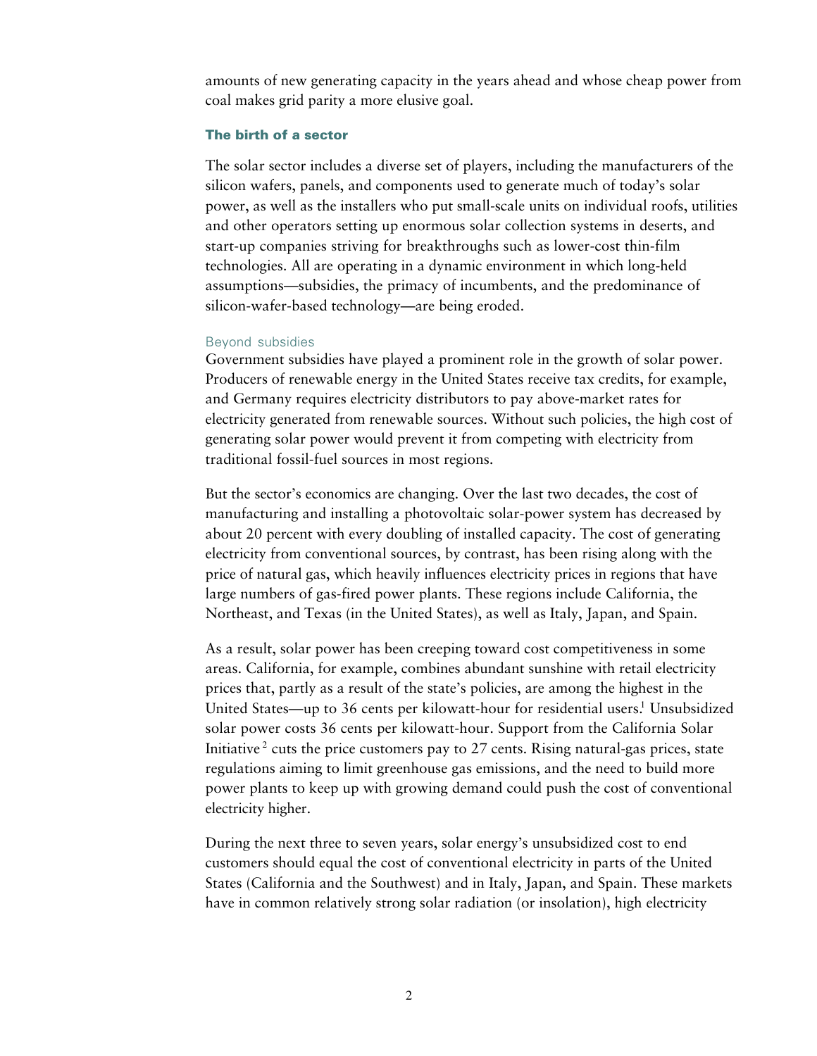amounts of new generating capacity in the years ahead and whose cheap power from coal makes grid parity a more elusive goal.

## The birth of a sector

The solar sector includes a diverse set of players, including the manufacturers of the silicon wafers, panels, and components used to generate much of today's solar power, as well as the installers who put small-scale units on individual roofs, utilities and other operators setting up enormous solar collection systems in deserts, and start-up companies striving for breakthroughs such as lower-cost thin-film technologies. All are operating in a dynamic environment in which long-held assumptions—subsidies, the primacy of incumbents, and the predominance of silicon-wafer-based technology—are being eroded.

### Beyond subsidies

Government subsidies have played a prominent role in the growth of solar power. Producers of renewable energy in the United States receive tax credits, for example, and Germany requires electricity distributors to pay above-market rates for electricity generated from renewable sources. Without such policies, the high cost of generating solar power would prevent it from competing with electricity from traditional fossil-fuel sources in most regions.

But the sector's economics are changing. Over the last two decades, the cost of manufacturing and installing a photovoltaic solar-power system has decreased by about 20 percent with every doubling of installed capacity. The cost of generating electricity from conventional sources, by contrast, has been rising along with the price of natural gas, which heavily influences electricity prices in regions that have large numbers of gas-fired power plants. These regions include California, the Northeast, and Texas (in the United States), as well as Italy, Japan, and Spain.

As a result, solar power has been creeping toward cost competitiveness in some areas. California, for example, combines abundant sunshine with retail electricity prices that, partly as a result of the state's policies, are among the highest in the United States—up to 36 cents per kilowatt-hour for residential users.[1] Unsubsidized solar power costs 36 cents per kilowatt-hour. Support from the California Solar Initiative[2] cuts the price customers pay to 27 cents. Rising natural-gas prices, state regulations aiming to limit greenhouse gas emissions, and the need to build more power plants to keep up with growing demand could push the cost of conventional electricity higher.

During the next three to seven years, solar energy's unsubsidized cost to end customers should equal the cost of conventional electricity in parts of the United States (California and the Southwest) and in Italy, Japan, and Spain. These markets have in common relatively strong solar radiation (or insolation), high electricity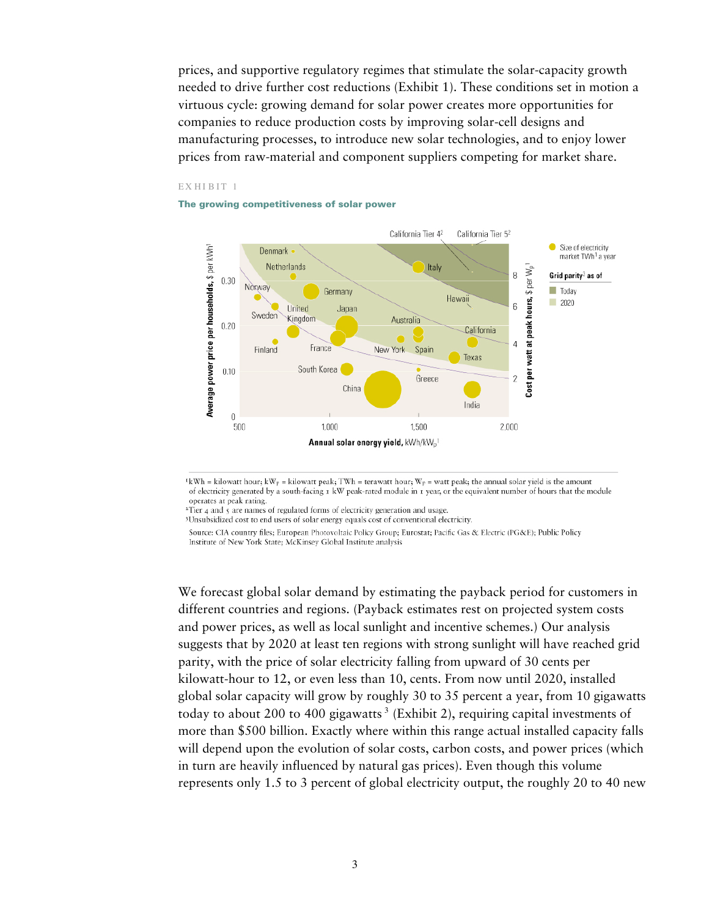prices, and supportive regulatory regimes that stimulate the solar-capacity growth needed to drive further cost reductions (Exhibit 1). These conditions set in motion a virtuous cycle: growing demand for solar power creates more opportunities for companies to reduce production costs by improving solar-cell designs and manufacturing processes, to introduce new solar technologies, and to enjoy lower prices from raw-material and component suppliers competing for market share.

EXHIBIT 1

**The growing competitiveness of solar power**

[1] kWh = kilowatt hour; $kW_P$ = kilowatt peak; TWh = terawatt hour; $W_P$ = watt peak; the annual solar yield is the amount of electricity generated by a south-facing 1 kW peak-rated module in 1 year, or the equivalent number of hours that the module operates at peak rating.

[2] Tier 4 and 5 are names of regulated forms of electricity generation and usage.

[3] Unsubsidized cost to end users of solar energy equals cost of conventional electricity.

Source: CIA country files; European Photovoltaic Policy Group; Eurostat; Pacific Gas & Electric (PG&E); Public Policy Institute of New York State; McKinsey Global Institute analysis

We forecast global solar demand by estimating the payback period for customers in different countries and regions. (Payback estimates rest on projected system costs and power prices, as well as local sunlight and incentive schemes.) Our analysis suggests that by 2020 at least ten regions with strong sunlight will have reached grid parity, with the price of solar electricity falling from upward of 30 cents per kilowatt-hour to 12, or even less than 10, cents. From now until 2020, installed global solar capacity will grow by roughly 30 to 35 percent a year, from 10 gigawatts today to about 200 to 400 gigawatts[3] (Exhibit 2), requiring capital investments of more than $500 billion. Exactly where within this range actual installed capacity falls will depend upon the evolution of solar costs, carbon costs, and power prices (which in turn are heavily influenced by natural gas prices). Even though this volume represents only 1.5 to 3 percent of global electricity output, the roughly 20 to 40 new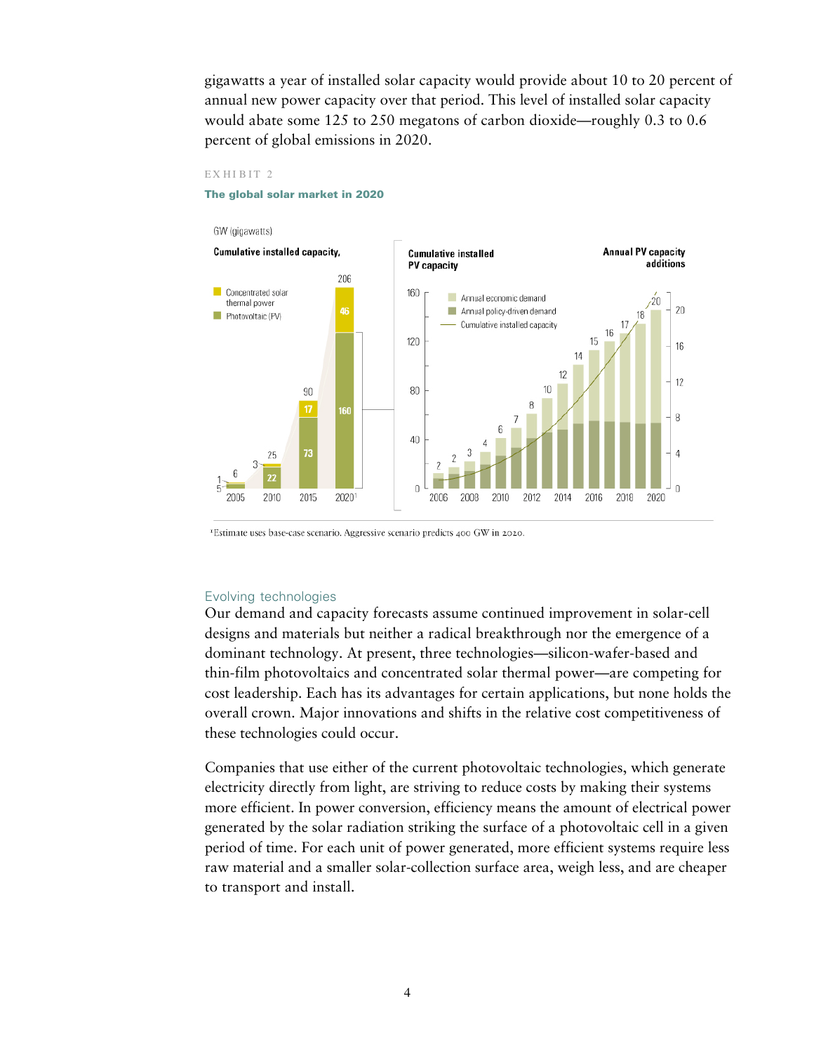gigawatts a year of installed solar capacity would provide about 10 to 20 percent of annual new power capacity over that period. This level of installed solar capacity would abate some 125 to 250 megatons of carbon dioxide—roughly 0.3 to 0.6 percent of global emissions in 2020.

EXHIBIT 2

**The global solar market in 2020**

GW (gigawatts)

**Cumulative installed capacity,**

| | 2005 | 2010 | 2015 | 2020[1] |
|---|---|---|---|---|
| Concentrated solar thermal power | 1 | 3 | 17 | 46 |
| Photovoltaic (PV) | 5 | 22 | 73 | 160 |
| Total | 6 | 25 | 90 | 206 |

**Cumulative installed PV capacity** / **Annual PV capacity additions**

Annual economic demand; Annual policy-driven demand; Cumulative installed capacity

| Year | 2006 | 2007 | 2008 | 2009 | 2010 | 2011 | 2012 | 2013 | 2014 | 2015 | 2016 | 2017 | 2018 | 2019 | 2020 |
|---|---|---|---|---|---|---|---|---|---|---|---|---|---|---|---|
| Annual PV capacity additions | 2 | 2 | 3 | 4 | 6 | 7 | 8 | 10 | 12 | 14 | 15 | 16 | 17 | 18 | 20 |

[1]Estimate uses base-case scenario. Aggressive scenario predicts 400 GW in 2020.

## Evolving technologies

Our demand and capacity forecasts assume continued improvement in solar-cell designs and materials but neither a radical breakthrough nor the emergence of a dominant technology. At present, three technologies—silicon-wafer-based and thin-film photovoltaics and concentrated solar thermal power—are competing for cost leadership. Each has its advantages for certain applications, but none holds the overall crown. Major innovations and shifts in the relative cost competitiveness of these technologies could occur.

Companies that use either of the current photovoltaic technologies, which generate electricity directly from light, are striving to reduce costs by making their systems more efficient. In power conversion, efficiency means the amount of electrical power generated by the solar radiation striking the surface of a photovoltaic cell in a given period of time. For each unit of power generated, more efficient systems require less raw material and a smaller solar-collection surface area, weigh less, and are cheaper to transport and install.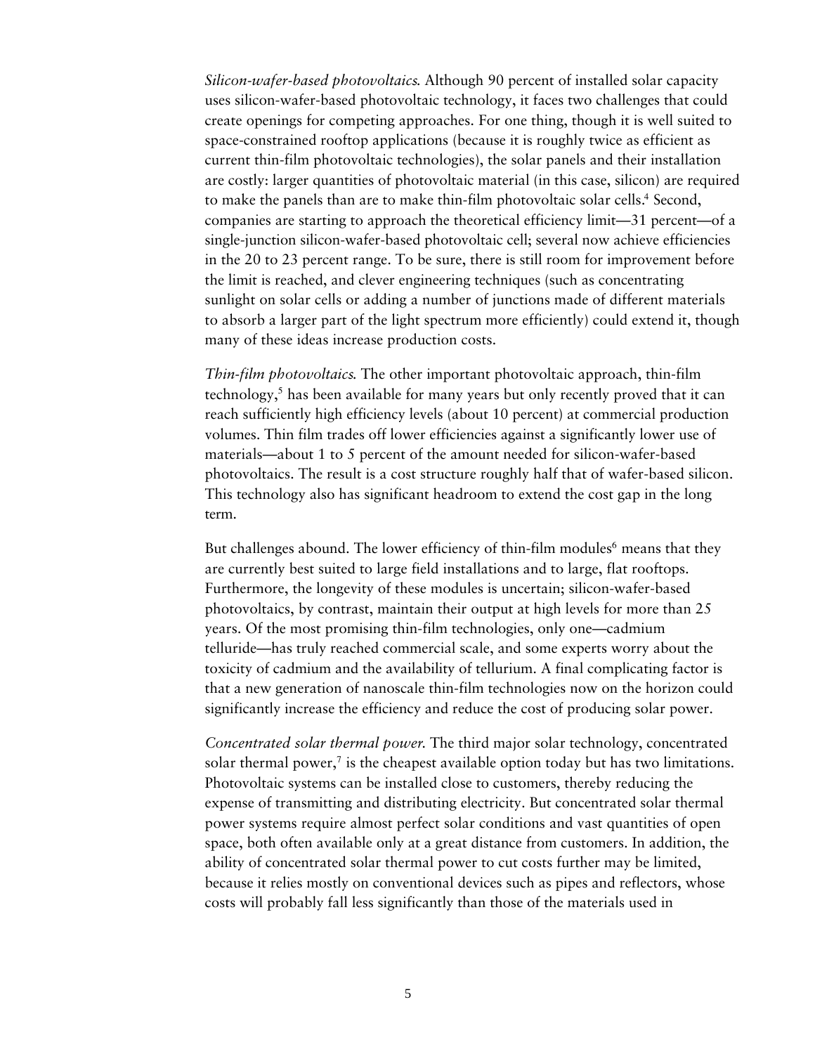*Silicon-wafer-based photovoltaics.* Although 90 percent of installed solar capacity uses silicon-wafer-based photovoltaic technology, it faces two challenges that could create openings for competing approaches. For one thing, though it is well suited to space-constrained rooftop applications (because it is roughly twice as efficient as current thin-film photovoltaic technologies), the solar panels and their installation are costly: larger quantities of photovoltaic material (in this case, silicon) are required to make the panels than are to make thin-film photovoltaic solar cells.[4] Second, companies are starting to approach the theoretical efficiency limit—31 percent—of a single-junction silicon-wafer-based photovoltaic cell; several now achieve efficiencies in the 20 to 23 percent range. To be sure, there is still room for improvement before the limit is reached, and clever engineering techniques (such as concentrating sunlight on solar cells or adding a number of junctions made of different materials to absorb a larger part of the light spectrum more efficiently) could extend it, though many of these ideas increase production costs.

*Thin-film photovoltaics.* The other important photovoltaic approach, thin-film technology,[5] has been available for many years but only recently proved that it can reach sufficiently high efficiency levels (about 10 percent) at commercial production volumes. Thin film trades off lower efficiencies against a significantly lower use of materials—about 1 to 5 percent of the amount needed for silicon-wafer-based photovoltaics. The result is a cost structure roughly half that of wafer-based silicon. This technology also has significant headroom to extend the cost gap in the long term.

But challenges abound. The lower efficiency of thin-film modules[6] means that they are currently best suited to large field installations and to large, flat rooftops. Furthermore, the longevity of these modules is uncertain; silicon-wafer-based photovoltaics, by contrast, maintain their output at high levels for more than 25 years. Of the most promising thin-film technologies, only one—cadmium telluride—has truly reached commercial scale, and some experts worry about the toxicity of cadmium and the availability of tellurium. A final complicating factor is that a new generation of nanoscale thin-film technologies now on the horizon could significantly increase the efficiency and reduce the cost of producing solar power.

*Concentrated solar thermal power.* The third major solar technology, concentrated solar thermal power,[7] is the cheapest available option today but has two limitations. Photovoltaic systems can be installed close to customers, thereby reducing the expense of transmitting and distributing electricity. But concentrated solar thermal power systems require almost perfect solar conditions and vast quantities of open space, both often available only at a great distance from customers. In addition, the ability of concentrated solar thermal power to cut costs further may be limited, because it relies mostly on conventional devices such as pipes and reflectors, whose costs will probably fall less significantly than those of the materials used in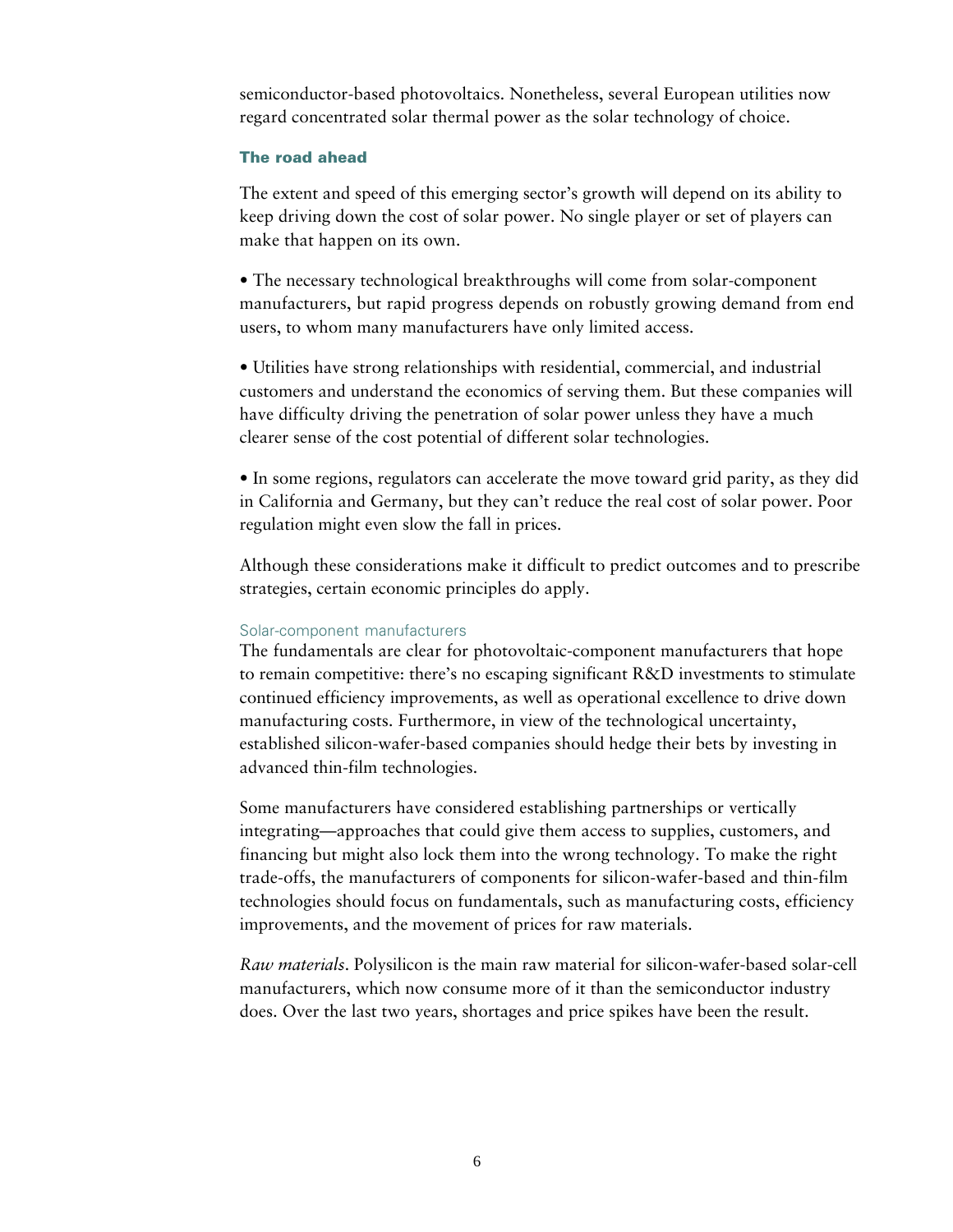semiconductor-based photovoltaics. Nonetheless, several European utilities now regard concentrated solar thermal power as the solar technology of choice.

## The road ahead

The extent and speed of this emerging sector's growth will depend on its ability to keep driving down the cost of solar power. No single player or set of players can make that happen on its own.

- The necessary technological breakthroughs will come from solar-component manufacturers, but rapid progress depends on robustly growing demand from end users, to whom many manufacturers have only limited access.

- Utilities have strong relationships with residential, commercial, and industrial customers and understand the economics of serving them. But these companies will have difficulty driving the penetration of solar power unless they have a much clearer sense of the cost potential of different solar technologies.

- In some regions, regulators can accelerate the move toward grid parity, as they did in California and Germany, but they can't reduce the real cost of solar power. Poor regulation might even slow the fall in prices.

Although these considerations make it difficult to predict outcomes and to prescribe strategies, certain economic principles do apply.

### Solar-component manufacturers

The fundamentals are clear for photovoltaic-component manufacturers that hope to remain competitive: there's no escaping significant R&D investments to stimulate continued efficiency improvements, as well as operational excellence to drive down manufacturing costs. Furthermore, in view of the technological uncertainty, established silicon-wafer-based companies should hedge their bets by investing in advanced thin-film technologies.

Some manufacturers have considered establishing partnerships or vertically integrating—approaches that could give them access to supplies, customers, and financing but might also lock them into the wrong technology. To make the right trade-offs, the manufacturers of components for silicon-wafer-based and thin-film technologies should focus on fundamentals, such as manufacturing costs, efficiency improvements, and the movement of prices for raw materials.

*Raw materials*. Polysilicon is the main raw material for silicon-wafer-based solar-cell manufacturers, which now consume more of it than the semiconductor industry does. Over the last two years, shortages and price spikes have been the result.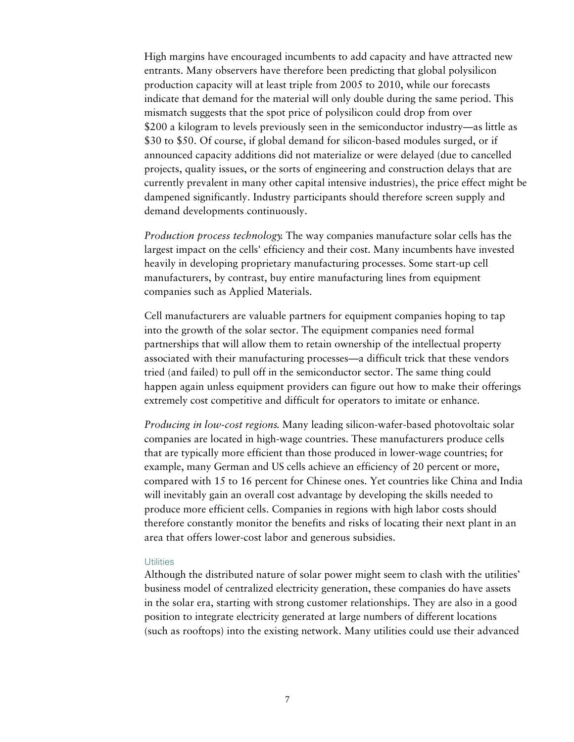High margins have encouraged incumbents to add capacity and have attracted new entrants. Many observers have therefore been predicting that global polysilicon production capacity will at least triple from 2005 to 2010, while our forecasts indicate that demand for the material will only double during the same period. This mismatch suggests that the spot price of polysilicon could drop from over $200 a kilogram to levels previously seen in the semiconductor industry—as little as $30 to $50. Of course, if global demand for silicon-based modules surged, or if announced capacity additions did not materialize or were delayed (due to cancelled projects, quality issues, or the sorts of engineering and construction delays that are currently prevalent in many other capital intensive industries), the price effect might be dampened significantly. Industry participants should therefore screen supply and demand developments continuously.

*Production process technology.* The way companies manufacture solar cells has the largest impact on the cells' efficiency and their cost. Many incumbents have invested heavily in developing proprietary manufacturing processes. Some start-up cell manufacturers, by contrast, buy entire manufacturing lines from equipment companies such as Applied Materials.

Cell manufacturers are valuable partners for equipment companies hoping to tap into the growth of the solar sector. The equipment companies need formal partnerships that will allow them to retain ownership of the intellectual property associated with their manufacturing processes—a difficult trick that these vendors tried (and failed) to pull off in the semiconductor sector. The same thing could happen again unless equipment providers can figure out how to make their offerings extremely cost competitive and difficult for operators to imitate or enhance.

*Producing in low-cost regions.* Many leading silicon-wafer-based photovoltaic solar companies are located in high-wage countries. These manufacturers produce cells that are typically more efficient than those produced in lower-wage countries; for example, many German and US cells achieve an efficiency of 20 percent or more, compared with 15 to 16 percent for Chinese ones. Yet countries like China and India will inevitably gain an overall cost advantage by developing the skills needed to produce more efficient cells. Companies in regions with high labor costs should therefore constantly monitor the benefits and risks of locating their next plant in an area that offers lower-cost labor and generous subsidies.

### Utilities

Although the distributed nature of solar power might seem to clash with the utilities' business model of centralized electricity generation, these companies do have assets in the solar era, starting with strong customer relationships. They are also in a good position to integrate electricity generated at large numbers of different locations (such as rooftops) into the existing network. Many utilities could use their advanced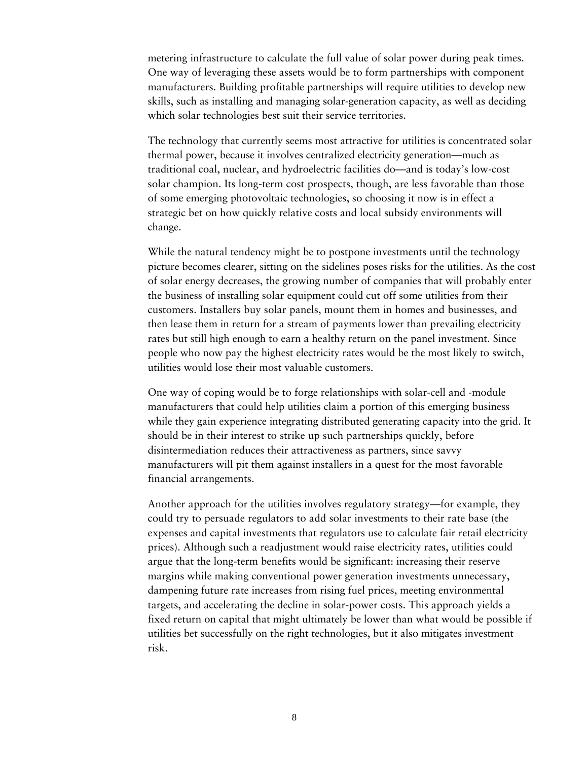metering infrastructure to calculate the full value of solar power during peak times. One way of leveraging these assets would be to form partnerships with component manufacturers. Building profitable partnerships will require utilities to develop new skills, such as installing and managing solar-generation capacity, as well as deciding which solar technologies best suit their service territories.

The technology that currently seems most attractive for utilities is concentrated solar thermal power, because it involves centralized electricity generation—much as traditional coal, nuclear, and hydroelectric facilities do—and is today's low-cost solar champion. Its long-term cost prospects, though, are less favorable than those of some emerging photovoltaic technologies, so choosing it now is in effect a strategic bet on how quickly relative costs and local subsidy environments will change.

While the natural tendency might be to postpone investments until the technology picture becomes clearer, sitting on the sidelines poses risks for the utilities. As the cost of solar energy decreases, the growing number of companies that will probably enter the business of installing solar equipment could cut off some utilities from their customers. Installers buy solar panels, mount them in homes and businesses, and then lease them in return for a stream of payments lower than prevailing electricity rates but still high enough to earn a healthy return on the panel investment. Since people who now pay the highest electricity rates would be the most likely to switch, utilities would lose their most valuable customers.

One way of coping would be to forge relationships with solar-cell and -module manufacturers that could help utilities claim a portion of this emerging business while they gain experience integrating distributed generating capacity into the grid. It should be in their interest to strike up such partnerships quickly, before disintermediation reduces their attractiveness as partners, since savvy manufacturers will pit them against installers in a quest for the most favorable financial arrangements.

Another approach for the utilities involves regulatory strategy—for example, they could try to persuade regulators to add solar investments to their rate base (the expenses and capital investments that regulators use to calculate fair retail electricity prices). Although such a readjustment would raise electricity rates, utilities could argue that the long-term benefits would be significant: increasing their reserve margins while making conventional power generation investments unnecessary, dampening future rate increases from rising fuel prices, meeting environmental targets, and accelerating the decline in solar-power costs. This approach yields a fixed return on capital that might ultimately be lower than what would be possible if utilities bet successfully on the right technologies, but it also mitigates investment risk.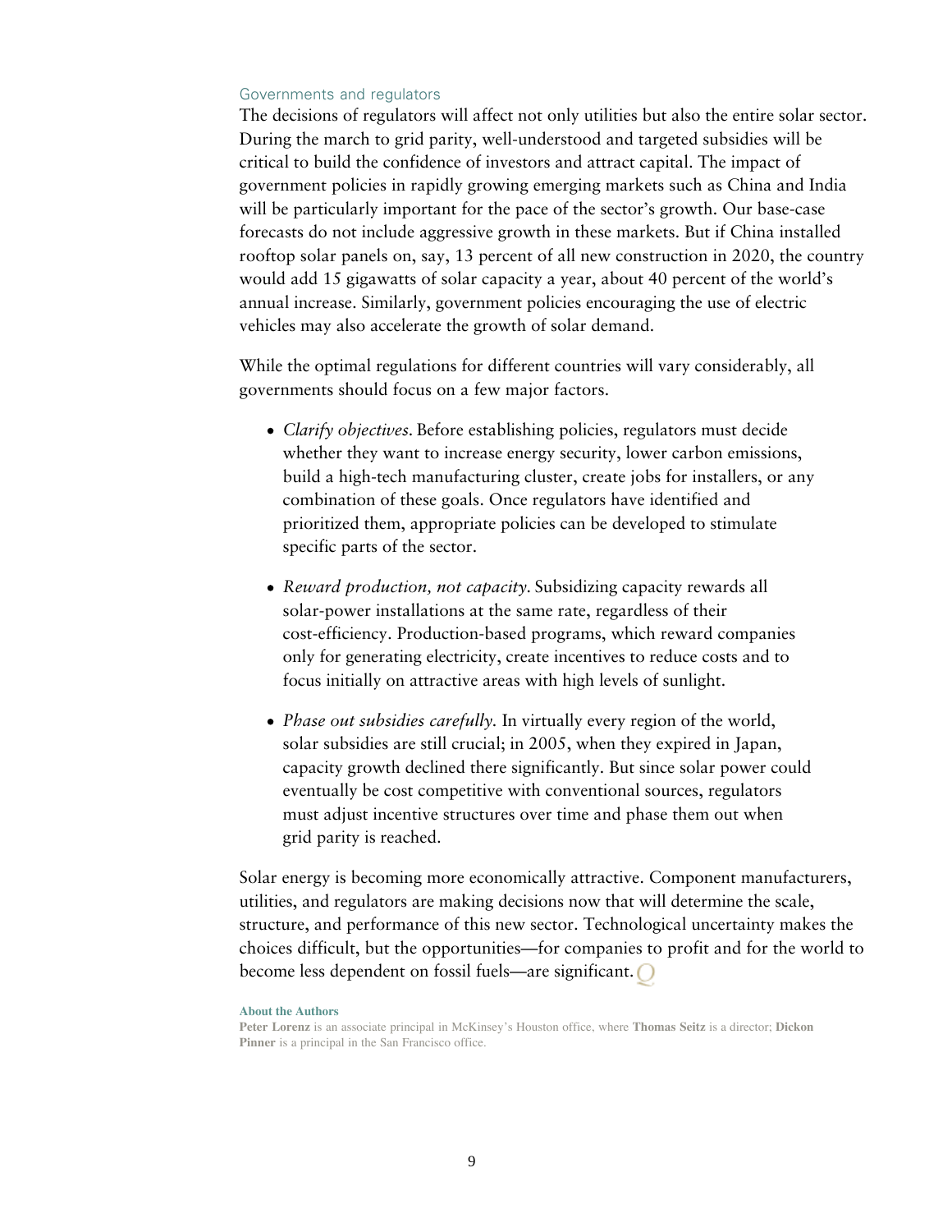### Governments and regulators

The decisions of regulators will affect not only utilities but also the entire solar sector. During the march to grid parity, well-understood and targeted subsidies will be critical to build the confidence of investors and attract capital. The impact of government policies in rapidly growing emerging markets such as China and India will be particularly important for the pace of the sector's growth. Our base-case forecasts do not include aggressive growth in these markets. But if China installed rooftop solar panels on, say, 13 percent of all new construction in 2020, the country would add 15 gigawatts of solar capacity a year, about 40 percent of the world's annual increase. Similarly, government policies encouraging the use of electric vehicles may also accelerate the growth of solar demand.

While the optimal regulations for different countries will vary considerably, all governments should focus on a few major factors.

- *Clarify objectives.* Before establishing policies, regulators must decide whether they want to increase energy security, lower carbon emissions, build a high-tech manufacturing cluster, create jobs for installers, or any combination of these goals. Once regulators have identified and prioritized them, appropriate policies can be developed to stimulate specific parts of the sector.
- *Reward production, not capacity.* Subsidizing capacity rewards all solar-power installations at the same rate, regardless of their cost-efficiency. Production-based programs, which reward companies only for generating electricity, create incentives to reduce costs and to focus initially on attractive areas with high levels of sunlight.
- *Phase out subsidies carefully.* In virtually every region of the world, solar subsidies are still crucial; in 2005, when they expired in Japan, capacity growth declined there significantly. But since solar power could eventually be cost competitive with conventional sources, regulators must adjust incentive structures over time and phase them out when grid parity is reached.

Solar energy is becoming more economically attractive. Component manufacturers, utilities, and regulators are making decisions now that will determine the scale, structure, and performance of this new sector. Technological uncertainty makes the choices difficult, but the opportunities—for companies to profit and for the world to become less dependent on fossil fuels—are significant.

**About the Authors**

**Peter Lorenz** is an associate principal in McKinsey's Houston office, where **Thomas Seitz** is a director; **Dickon Pinner** is a principal in the San Francisco office.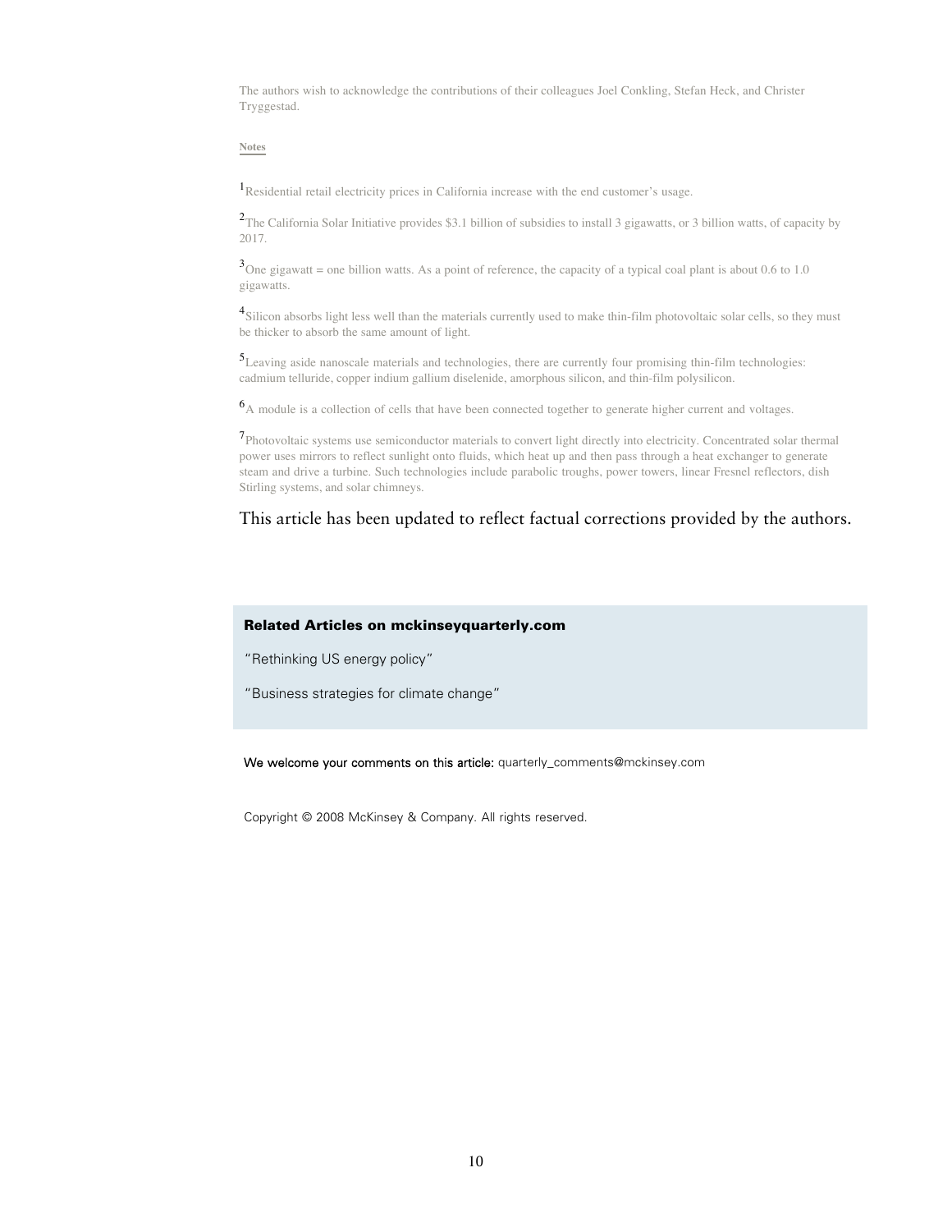The authors wish to acknowledge the contributions of their colleagues Joel Conkling, Stefan Heck, and Christer Tryggestad.

**Notes**

[1] Residential retail electricity prices in California increase with the end customer's usage.

[2] The California Solar Initiative provides $3.1 billion of subsidies to install 3 gigawatts, or 3 billion watts, of capacity by 2017.

[3] One gigawatt = one billion watts. As a point of reference, the capacity of a typical coal plant is about 0.6 to 1.0 gigawatts.

[4] Silicon absorbs light less well than the materials currently used to make thin-film photovoltaic solar cells, so they must be thicker to absorb the same amount of light.

[5] Leaving aside nanoscale materials and technologies, there are currently four promising thin-film technologies: cadmium telluride, copper indium gallium diselenide, amorphous silicon, and thin-film polysilicon.

[6] A module is a collection of cells that have been connected together to generate higher current and voltages.

[7] Photovoltaic systems use semiconductor materials to convert light directly into electricity. Concentrated solar thermal power uses mirrors to reflect sunlight onto fluids, which heat up and then pass through a heat exchanger to generate steam and drive a turbine. Such technologies include parabolic troughs, power towers, linear Fresnel reflectors, dish Stirling systems, and solar chimneys.

This article has been updated to reflect factual corrections provided by the authors.

**Related Articles on mckinseyquarterly.com**

"Rethinking US energy policy"

"Business strategies for climate change"

We welcome your comments on this article: quarterly_comments@mckinsey.com

Copyright © 2008 McKinsey & Company. All rights reserved.